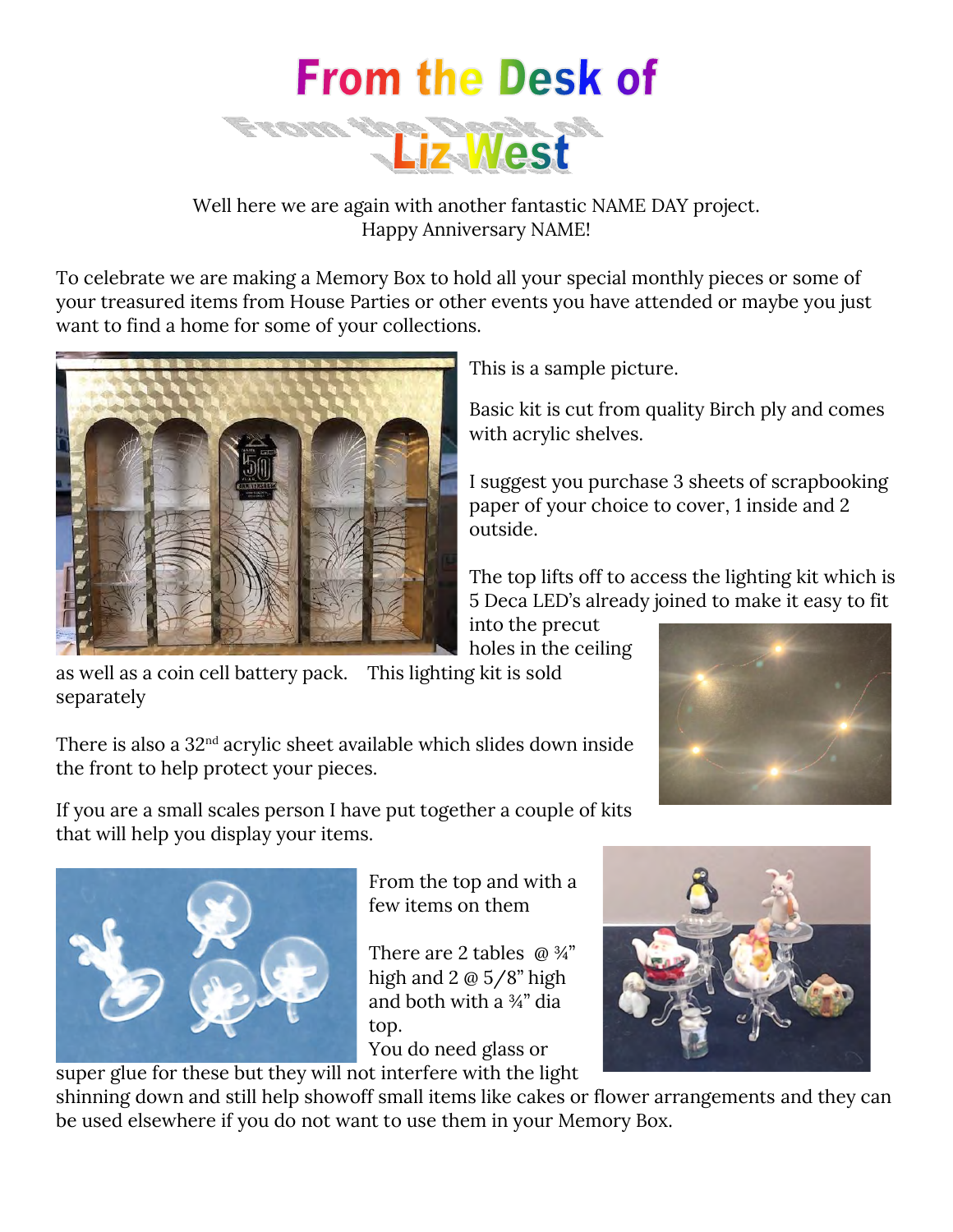# From the Desk of

# Liz West

Well here we are again with another fantastic NAME DAY project.
Happy Anniversary NAME!

To celebrate we are making a Memory Box to hold all your special monthly pieces or some of your treasured items from House Parties or other events you have attended or maybe you just want to find a home for some of your collections.

This is a sample picture.

Basic kit is cut from quality Birch ply and comes with acrylic shelves.

I suggest you purchase 3 sheets of scrapbooking paper of your choice to cover, 1 inside and 2 outside.

The top lifts off to access the lighting kit which is 5 Deca LED's already joined to make it easy to fit into the precut holes in the ceiling as well as a coin cell battery pack. This lighting kit is sold separately

There is also a 32nd acrylic sheet available which slides down inside the front to help protect your pieces.

If you are a small scales person I have put together a couple of kits that will help you display your items.

From the top and with a few items on them

There are 2 tables @ ¾" high and 2 @ 5/8" high and both with a ¾" dia top.

You do need glass or super glue for these but they will not interfere with the light shinning down and still help showoff small items like cakes or flower arrangements and they can be used elsewhere if you do not want to use them in your Memory Box.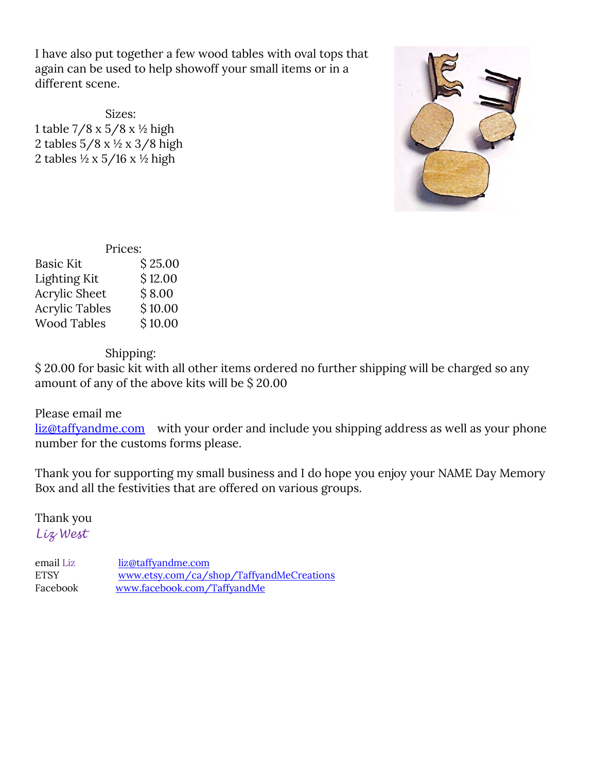I have also put together a few wood tables with oval tops that again can be used to help showoff your small items or in a different scene.

Sizes:

1 table 7/8 x 5/8 x ½ high
2 tables 5/8 x ½ x 3/8 high
2 tables ½ x 5/16 x ½ high

Prices:

| | |
|---|---|
| Basic Kit | $ 25.00 |
| Lighting Kit | $ 12.00 |
| Acrylic Sheet | $ 8.00 |
| Acrylic Tables | $ 10.00 |
| Wood Tables | $ 10.00 |

Shipping:

$ 20.00 for basic kit with all other items ordered no further shipping will be charged so any amount of any of the above kits will be $ 20.00

Please email me
liz@taffyandme.com with your order and include you shipping address as well as your phone number for the customs forms please.

Thank you for supporting my small business and I do hope you enjoy your NAME Day Memory Box and all the festivities that are offered on various groups.

Thank you
*Liz West*

| | |
|---|---|
| email Liz | liz@taffyandme.com |
| ETSY | www.etsy.com/ca/shop/TaffyandMeCreations |
| Facebook | www.facebook.com/TaffyandMe |